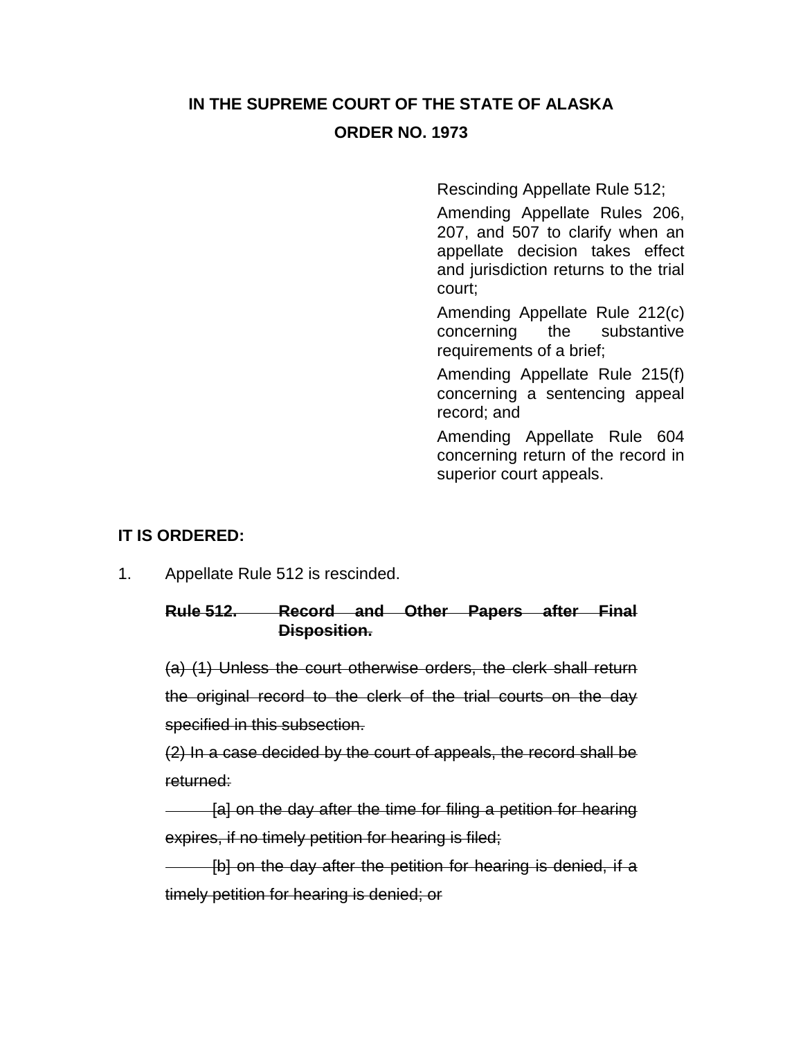**IN THE SUPREME COURT OF THE STATE OF ALASKA**

**ORDER NO. 1973**

Rescinding Appellate Rule 512;

Amending Appellate Rules 206, 207, and 507 to clarify when an appellate decision takes effect and jurisdiction returns to the trial court;

Amending Appellate Rule 212(c) concerning the substantive requirements of a brief;

Amending Appellate Rule 215(f) concerning a sentencing appeal record; and

Amending Appellate Rule 604 concerning return of the record in superior court appeals.

**IT IS ORDERED:**

1. Appellate Rule 512 is rescinded.

~~**Rule 512. Record and Other Papers after Final Disposition.**~~

~~(a) (1) Unless the court otherwise orders, the clerk shall return the original record to the clerk of the trial courts on the day specified in this subsection.~~

~~(2) In a case decided by the court of appeals, the record shall be returned:~~

~~[a] on the day after the time for filing a petition for hearing expires, if no timely petition for hearing is filed;~~

~~[b] on the day after the petition for hearing is denied, if a timely petition for hearing is denied; or~~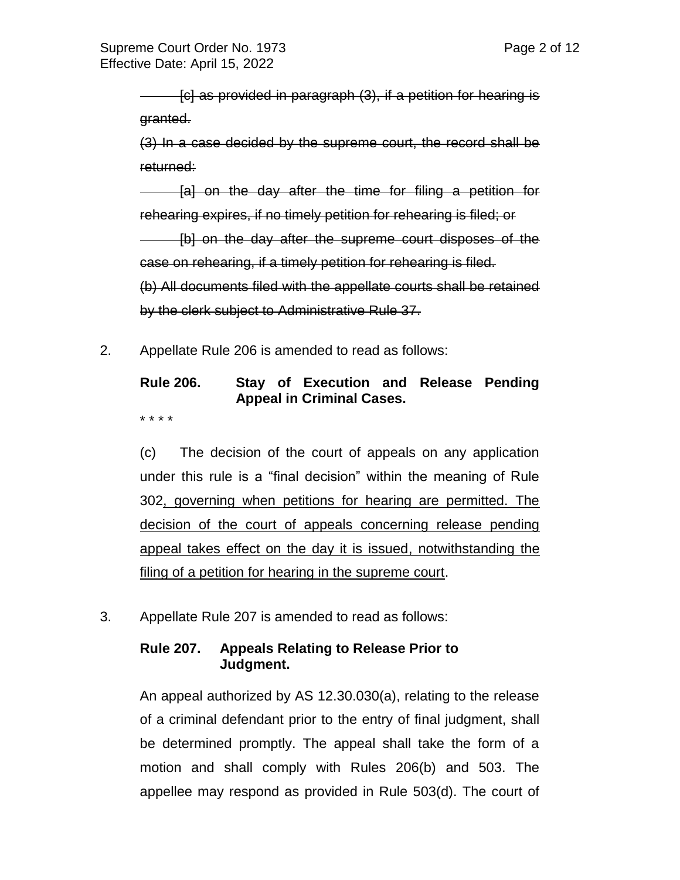~~[c] as provided in paragraph (3), if a petition for hearing is granted.~~

~~(3) In a case decided by the supreme court, the record shall be returned:~~

~~[a] on the day after the time for filing a petition for rehearing expires, if no timely petition for rehearing is filed; or~~

~~[b] on the day after the supreme court disposes of the case on rehearing, if a timely petition for rehearing is filed.~~

~~(b) All documents filed with the appellate courts shall be retained by the clerk subject to Administrative Rule 37.~~

2. Appellate Rule 206 is amended to read as follows:

**Rule 206. Stay of Execution and Release Pending Appeal in Criminal Cases.**

* * * *

(c) The decision of the court of appeals on any application under this rule is a "final decision" within the meaning of Rule 302<u>, governing when petitions for hearing are permitted. The decision of the court of appeals concerning release pending appeal takes effect on the day it is issued, notwithstanding the filing of a petition for hearing in the supreme court</u>.

3. Appellate Rule 207 is amended to read as follows:

**Rule 207. Appeals Relating to Release Prior to Judgment.**

An appeal authorized by AS 12.30.030(a), relating to the release of a criminal defendant prior to the entry of final judgment, shall be determined promptly. The appeal shall take the form of a motion and shall comply with Rules 206(b) and 503. The appellee may respond as provided in Rule 503(d). The court of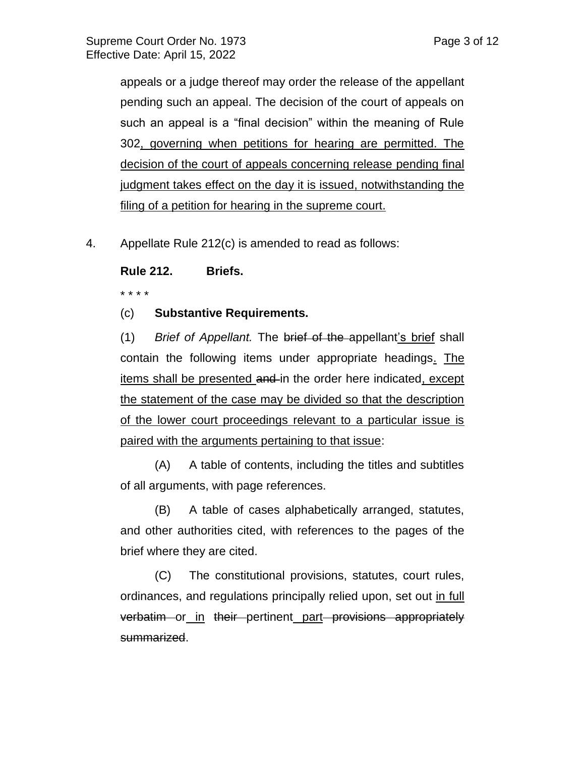appeals or a judge thereof may order the release of the appellant pending such an appeal. The decision of the court of appeals on such an appeal is a "final decision" within the meaning of Rule 302<u>, governing when petitions for hearing are permitted. The decision of the court of appeals concerning release pending final judgment takes effect on the day it is issued, notwithstanding the filing of a petition for hearing in the supreme court.</u>

4. Appellate Rule 212(c) is amended to read as follows:

**Rule 212. Briefs.**

\* \* \* \*

(c) **Substantive Requirements.**

(1) *Brief of Appellant.* The ~~brief of the~~ appellant<u>'s brief</u> shall contain the following items under appropriate headings<u>. The items shall be presented</u> ~~and~~ in the order here indicated<u>, except the statement of the case may be divided so that the description of the lower court proceedings relevant to a particular issue is paired with the arguments pertaining to that issue</u>:

(A) A table of contents, including the titles and subtitles of all arguments, with page references.

(B) A table of cases alphabetically arranged, statutes, and other authorities cited, with references to the pages of the brief where they are cited.

(C) The constitutional provisions, statutes, court rules, ordinances, and regulations principally relied upon, set out <u>in full</u> ~~verbatim~~ or <u>in</u> ~~their~~ pertinent <u>part</u> ~~provisions appropriately summarized~~.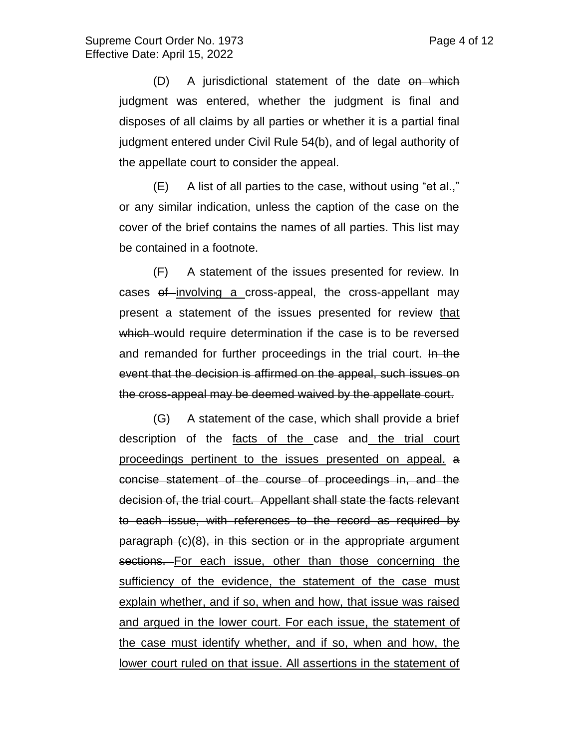(D) A jurisdictional statement of the date ~~on which~~ judgment was entered, whether the judgment is final and disposes of all claims by all parties or whether it is a partial final judgment entered under Civil Rule 54(b), and of legal authority of the appellate court to consider the appeal.

(E) A list of all parties to the case, without using "et al.," or any similar indication, unless the caption of the case on the cover of the brief contains the names of all parties. This list may be contained in a footnote.

(F) A statement of the issues presented for review. In cases ~~of~~ <u>involving a</u> cross-appeal, the cross-appellant may present a statement of the issues presented for review <u>that</u> ~~which~~ would require determination if the case is to be reversed and remanded for further proceedings in the trial court. ~~In the event that the decision is affirmed on the appeal, such issues on the cross-appeal may be deemed waived by the appellate court.~~

(G) A statement of the case, which shall provide a brief description of the <u>facts of the</u> case and <u>the trial court proceedings pertinent to the issues presented on appeal.</u> ~~a concise statement of the course of proceedings in, and the decision of, the trial court. Appellant shall state the facts relevant to each issue, with references to the record as required by paragraph (c)(8), in this section or in the appropriate argument sections.~~ <u>For each issue, other than those concerning the sufficiency of the evidence, the statement of the case must explain whether, and if so, when and how, that issue was raised and argued in the lower court. For each issue, the statement of the case must identify whether, and if so, when and how, the lower court ruled on that issue. All assertions in the statement of</u>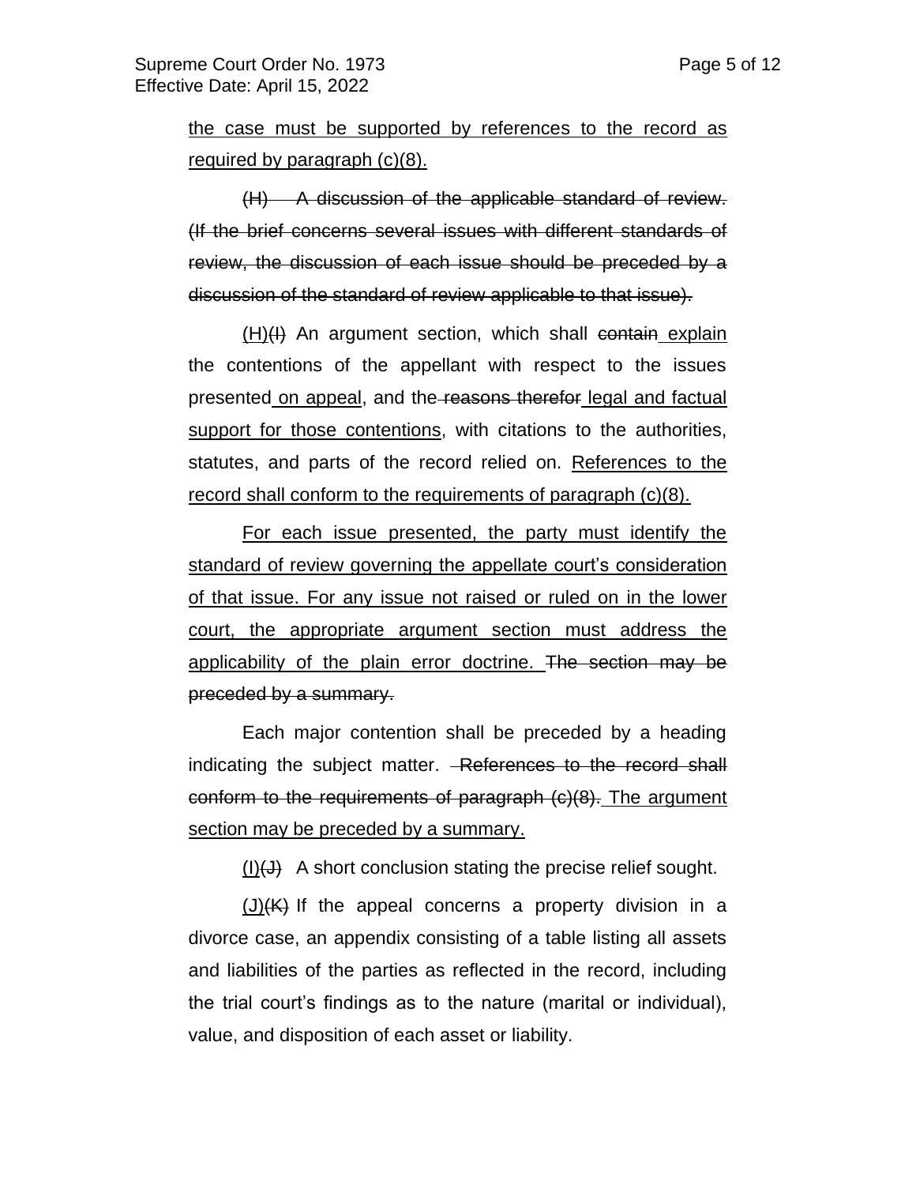the case must be supported by references to the record as required by paragraph (c)(8).

~~(H) A discussion of the applicable standard of review. (If the brief concerns several issues with different standards of review, the discussion of each issue should be preceded by a discussion of the standard of review applicable to that issue).~~

<u>(H)</u>~~(I)~~ An argument section, which shall ~~contain~~ <u>explain</u> the contentions of the appellant with respect to the issues presented <u>on appeal</u>, and the ~~reasons therefor~~ <u>legal and factual support for those contentions</u>, with citations to the authorities, statutes, and parts of the record relied on. <u>References to the record shall conform to the requirements of paragraph (c)(8).</u>

<u>For each issue presented, the party must identify the standard of review governing the appellate court's consideration of that issue. For any issue not raised or ruled on in the lower court, the appropriate argument section must address the applicability of the plain error doctrine.</u> ~~The section may be preceded by a summary.~~

Each major contention shall be preceded by a heading indicating the subject matter. ~~References to the record shall conform to the requirements of paragraph (c)(8).~~ <u>The argument section may be preceded by a summary.</u>

<u>(I)</u>~~(J)~~ A short conclusion stating the precise relief sought.

<u>(J)</u>~~(K)~~ If the appeal concerns a property division in a divorce case, an appendix consisting of a table listing all assets and liabilities of the parties as reflected in the record, including the trial court's findings as to the nature (marital or individual), value, and disposition of each asset or liability.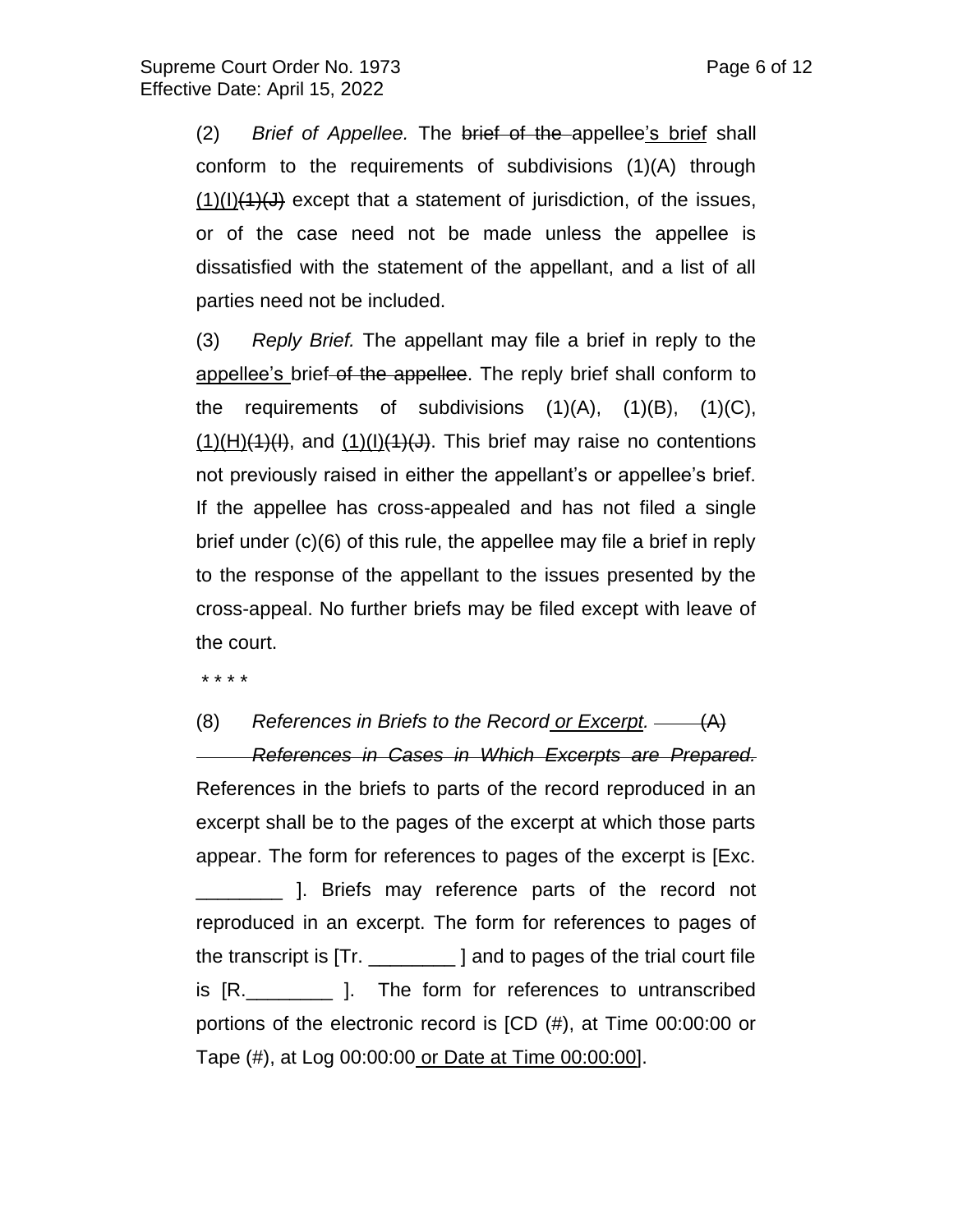(2) *Brief of Appellee.* The ~~brief of the~~ appellee<u>'s brief</u> shall conform to the requirements of subdivisions (1)(A) through <u>(1)(I)</u>~~(1)(J)~~ except that a statement of jurisdiction, of the issues, or of the case need not be made unless the appellee is dissatisfied with the statement of the appellant, and a list of all parties need not be included.

(3) *Reply Brief.* The appellant may file a brief in reply to the <u>appellee's</u> brief ~~of the appellee~~. The reply brief shall conform to the requirements of subdivisions (1)(A), (1)(B), (1)(C), <u>(1)(H)</u>~~(1)(I)~~, and <u>(1)(I)</u>~~(1)(J)~~. This brief may raise no contentions not previously raised in either the appellant's or appellee's brief. If the appellee has cross-appealed and has not filed a single brief under (c)(6) of this rule, the appellee may file a brief in reply to the response of the appellant to the issues presented by the cross-appeal. No further briefs may be filed except with leave of the court.

\* \* \* \*

(8) *References in Briefs to the Record<u> or Excerpt</u>.* ~~(A)~~ ~~*References in Cases in Which Excerpts are Prepared.*~~ References in the briefs to parts of the record reproduced in an excerpt shall be to the pages of the excerpt at which those parts appear. The form for references to pages of the excerpt is [Exc. ________ ]. Briefs may reference parts of the record not reproduced in an excerpt. The form for references to pages of the transcript is [Tr. ________ ] and to pages of the trial court file is [R.________ ]. The form for references to untranscribed portions of the electronic record is [CD (#), at Time 00:00:00 or Tape (#), at Log 00:00:00<u> or Date at Time 00:00:00</u>].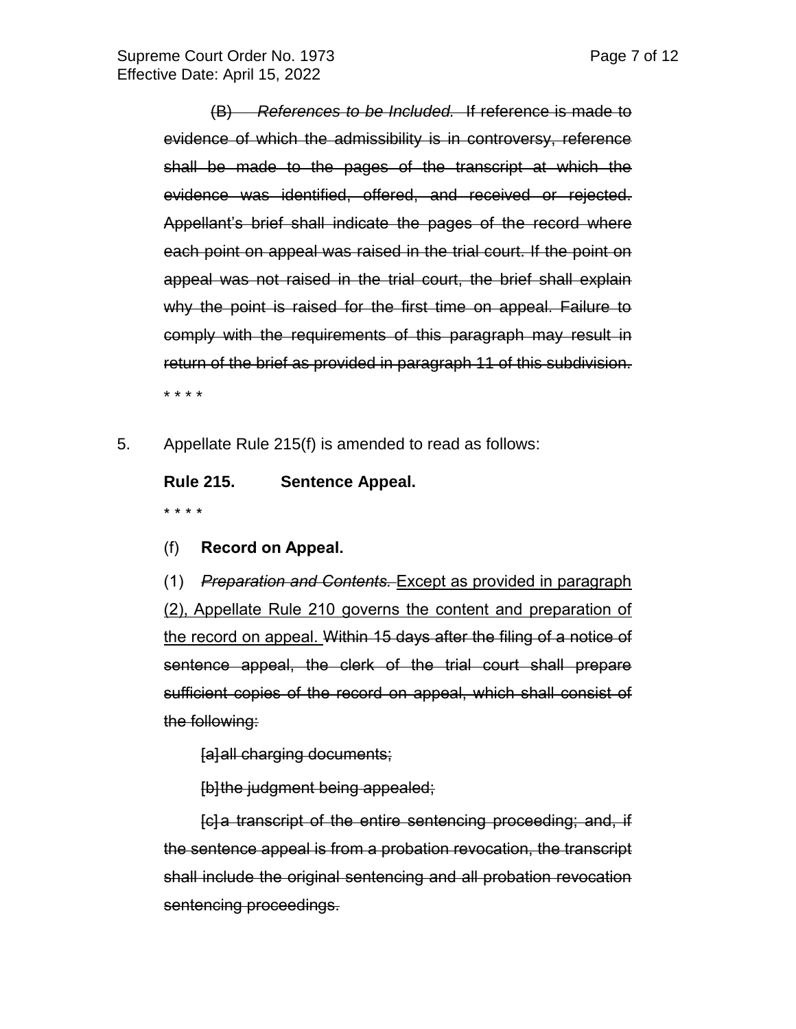~~(B) *References to be Included.* If reference is made to evidence of which the admissibility is in controversy, reference shall be made to the pages of the transcript at which the evidence was identified, offered, and received or rejected. Appellant's brief shall indicate the pages of the record where each point on appeal was raised in the trial court. If the point on appeal was not raised in the trial court, the brief shall explain why the point is raised for the first time on appeal. Failure to comply with the requirements of this paragraph may result in return of the brief as provided in paragraph 11 of this subdivision.~~

\* \* \* \*

5. Appellate Rule 215(f) is amended to read as follows:

**Rule 215. Sentence Appeal.**

\* \* \* \*

(f) **Record on Appeal.**

(1) ~~*Preparation and Contents.*~~ <u>Except as provided in paragraph (2), Appellate Rule 210 governs the content and preparation of the record on appeal.</u> ~~Within 15 days after the filing of a notice of sentence appeal, the clerk of the trial court shall prepare sufficient copies of the record on appeal, which shall consist of the following:~~

~~[a] all charging documents;~~

~~[b] the judgment being appealed;~~

~~[c] a transcript of the entire sentencing proceeding; and, if the sentence appeal is from a probation revocation, the transcript shall include the original sentencing and all probation revocation sentencing proceedings.~~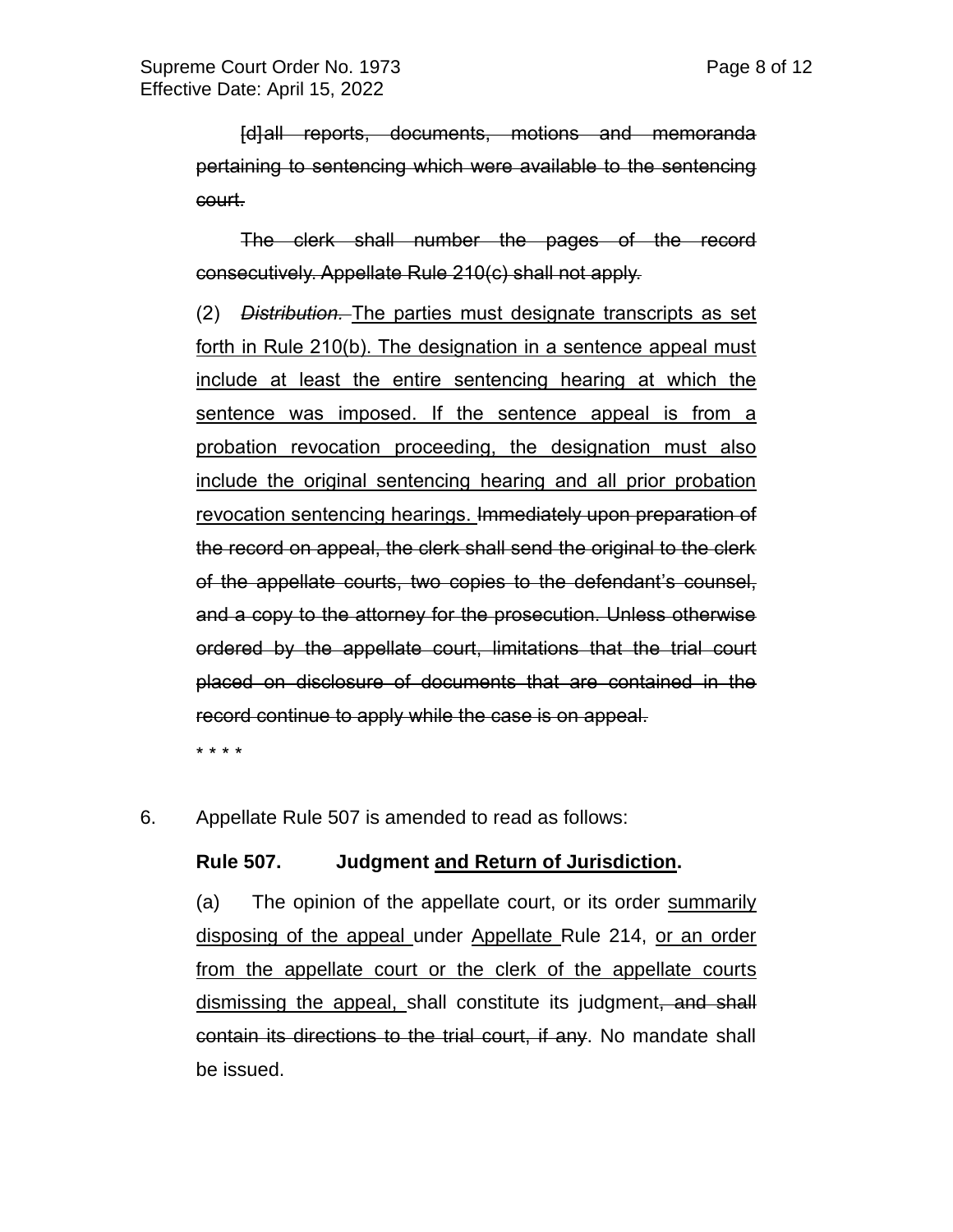~~[d]all reports, documents, motions and memoranda pertaining to sentencing which were available to the sentencing court.~~

~~The clerk shall number the pages of the record consecutively. Appellate Rule 210(c) shall not apply.~~

(2) ~~*Distribution.*~~ <u>The parties must designate transcripts as set forth in Rule 210(b). The designation in a sentence appeal must include at least the entire sentencing hearing at which the sentence was imposed. If the sentence appeal is from a probation revocation proceeding, the designation must also include the original sentencing hearing and all prior probation revocation sentencing hearings.</u> ~~Immediately upon preparation of the record on appeal, the clerk shall send the original to the clerk of the appellate courts, two copies to the defendant's counsel, and a copy to the attorney for the prosecution. Unless otherwise ordered by the appellate court, limitations that the trial court placed on disclosure of documents that are contained in the record continue to apply while the case is on appeal.~~

* * * *

6. Appellate Rule 507 is amended to read as follows:

**Rule 507. Judgment <u>and Return of Jurisdiction</u>.**

(a) The opinion of the appellate court, or its order <u>summarily disposing of the appeal</u> under <u>Appellate</u> Rule 214, <u>or an order from the appellate court or the clerk of the appellate courts dismissing the appeal,</u> shall constitute its judgment~~, and shall contain its directions to the trial court, if any~~. No mandate shall be issued.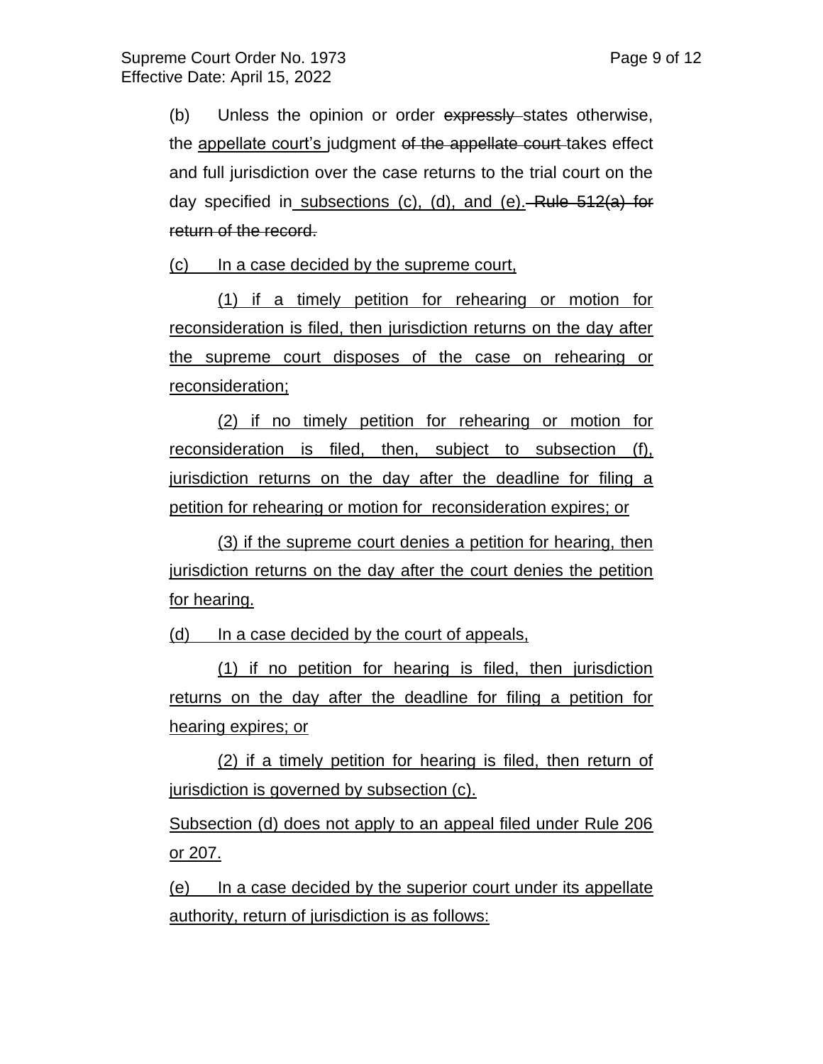(b) Unless the opinion or order ~~expressly~~ states otherwise, the <u>appellate court's</u> judgment ~~of the appellate court~~ takes effect and full jurisdiction over the case returns to the trial court on the day specified in <u>subsections (c), (d), and (e).</u> ~~Rule 512(a) for return of the record.~~

<u>(c) In a case decided by the supreme court,</u>

<u>(1) if a timely petition for rehearing or motion for reconsideration is filed, then jurisdiction returns on the day after the supreme court disposes of the case on rehearing or reconsideration;</u>

<u>(2) if no timely petition for rehearing or motion for reconsideration is filed, then, subject to subsection (f), jurisdiction returns on the day after the deadline for filing a petition for rehearing or motion for reconsideration expires; or</u>

<u>(3) if the supreme court denies a petition for hearing, then jurisdiction returns on the day after the court denies the petition for hearing.</u>

<u>(d) In a case decided by the court of appeals,</u>

<u>(1) if no petition for hearing is filed, then jurisdiction returns on the day after the deadline for filing a petition for hearing expires; or</u>

<u>(2) if a timely petition for hearing is filed, then return of jurisdiction is governed by subsection (c).</u>

<u>Subsection (d) does not apply to an appeal filed under Rule 206 or 207.</u>

<u>(e) In a case decided by the superior court under its appellate authority, return of jurisdiction is as follows:</u>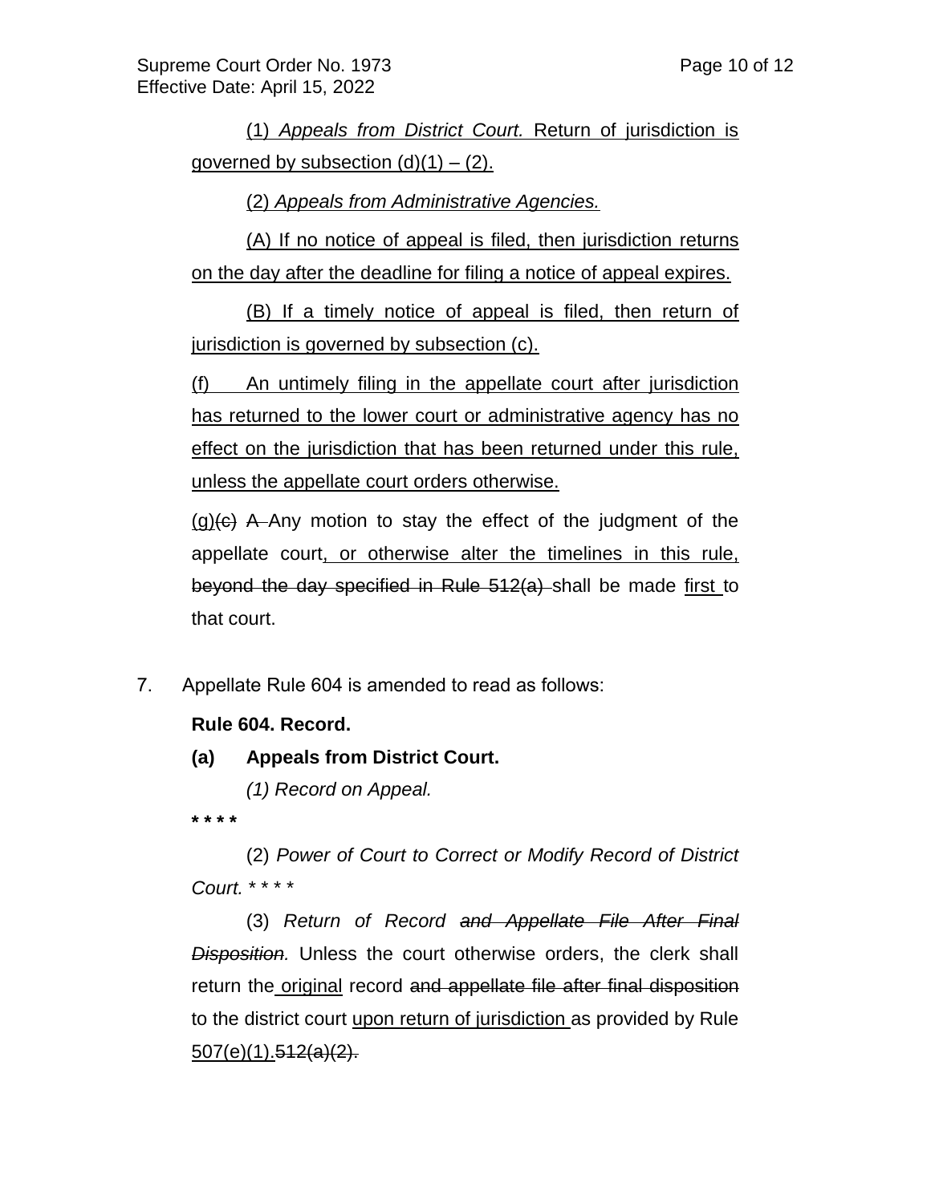(1) *Appeals from District Court.* Return of jurisdiction is governed by subsection (d)(1) – (2).

(2) *Appeals from Administrative Agencies.*

(A) If no notice of appeal is filed, then jurisdiction returns on the day after the deadline for filing a notice of appeal expires.

(B) If a timely notice of appeal is filed, then return of jurisdiction is governed by subsection (c).

(f) An untimely filing in the appellate court after jurisdiction has returned to the lower court or administrative agency has no effect on the jurisdiction that has been returned under this rule, unless the appellate court orders otherwise.

(g)~~(e)~~ ~~A~~ Any motion to stay the effect of the judgment of the appellate court, or otherwise alter the timelines in this rule, ~~beyond the day specified in Rule 512(a)~~ shall be made first to that court.

7. Appellate Rule 604 is amended to read as follows:

**Rule 604. Record.**

**(a) Appeals from District Court.**

*(1) Record on Appeal.*

**\* \* \* \***

(2) *Power of Court to Correct or Modify Record of District Court.* \* \* \* \*

(3) *Return of Record ~~and Appellate File After Final Disposition~~.* Unless the court otherwise orders, the clerk shall return the original record ~~and appellate file after final disposition~~ to the district court upon return of jurisdiction as provided by Rule 507(e)(1).~~512(a)(2).~~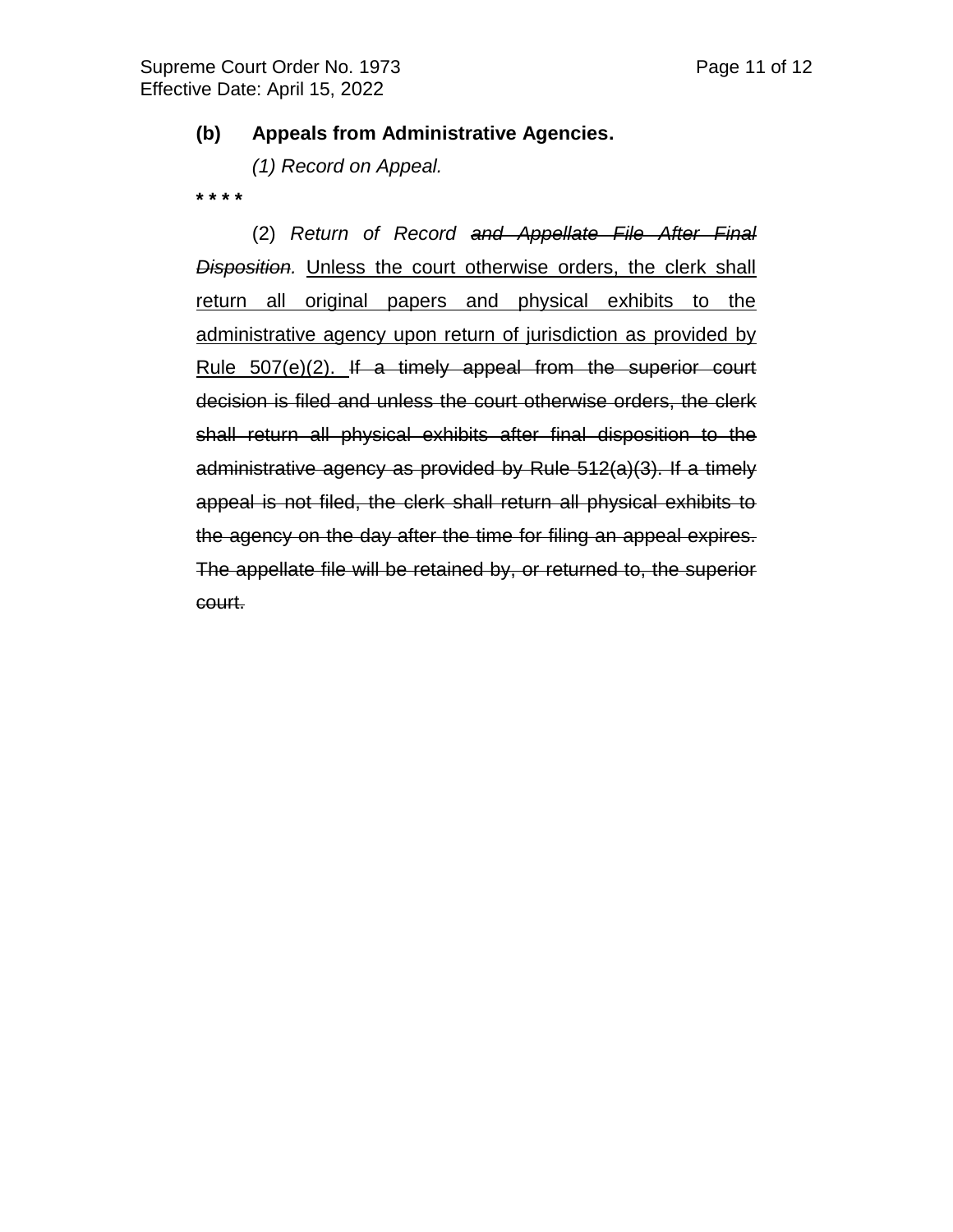**(b) Appeals from Administrative Agencies.**

*(1) Record on Appeal.*

* * * *

(2) *Return of Record ~~and Appellate File After Final Disposition~~.* <u>Unless the court otherwise orders, the clerk shall return all original papers and physical exhibits to the administrative agency upon return of jurisdiction as provided by Rule 507(e)(2).</u> ~~If a timely appeal from the superior court decision is filed and unless the court otherwise orders, the clerk shall return all physical exhibits after final disposition to the administrative agency as provided by Rule 512(a)(3). If a timely appeal is not filed, the clerk shall return all physical exhibits to the agency on the day after the time for filing an appeal expires. The appellate file will be retained by, or returned to, the superior court.~~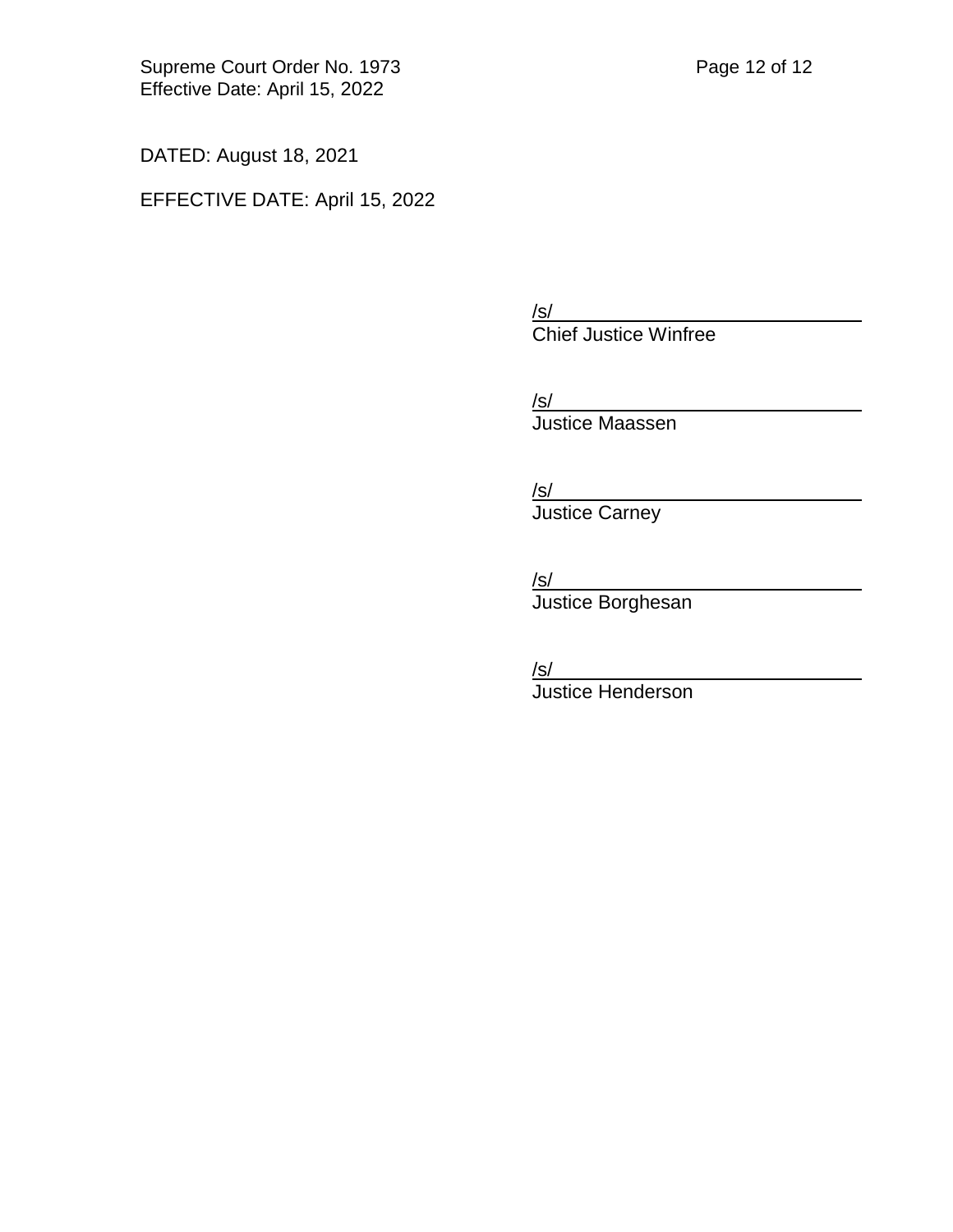DATED: August 18, 2021

EFFECTIVE DATE: April 15, 2022

/s/
Chief Justice Winfree

/s/
Justice Maassen

/s/
Justice Carney

/s/
Justice Borghesan

/s/
Justice Henderson